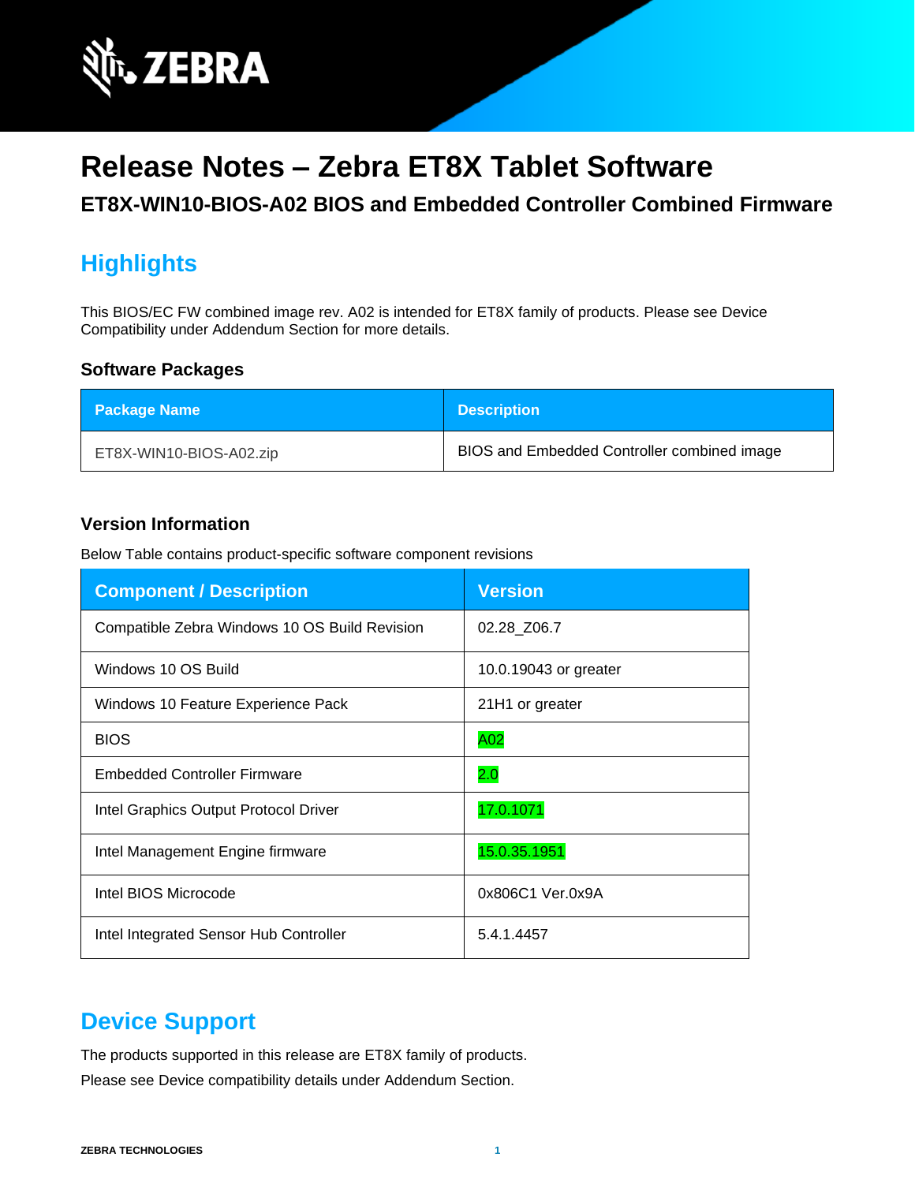# Release Notes – Zebra ET8X Tablet Software

## ET8X-WIN10-BIOS-A02 BIOS and Embedded Controller Combined Firmware

## Highlights

This BIOS/EC FW combined image rev. A02 is intended for ET8X family of products. Please see Device Compatibility under Addendum Section for more details.

### Software Packages

| Package Name | Description |
|---|---|
| ET8X-WIN10-BIOS-A02.zip | BIOS and Embedded Controller combined image |

### Version Information

Below Table contains product-specific software component revisions

| Component / Description | Version |
|---|---|
| Compatible Zebra Windows 10 OS Build Revision | 02.28_Z06.7 |
| Windows 10 OS Build | 10.0.19043 or greater |
| Windows 10 Feature Experience Pack | 21H1 or greater |
| BIOS | A02 |
| Embedded Controller Firmware | 2.0 |
| Intel Graphics Output Protocol Driver | 17.0.1071 |
| Intel Management Engine firmware | 15.0.35.1951 |
| Intel BIOS Microcode | 0x806C1 Ver.0x9A |
| Intel Integrated Sensor Hub Controller | 5.4.1.4457 |

## Device Support

The products supported in this release are ET8X family of products.

Please see Device compatibility details under Addendum Section.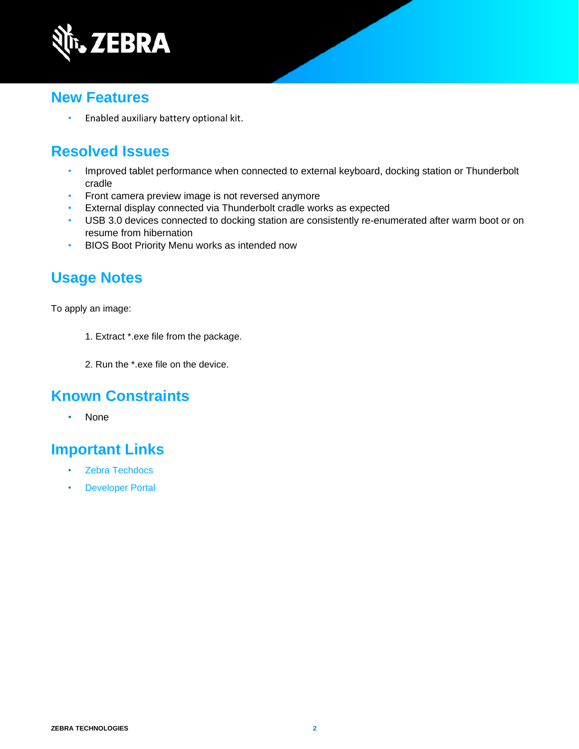## New Features

- Enabled auxiliary battery optional kit.

## Resolved Issues

- Improved tablet performance when connected to external keyboard, docking station or Thunderbolt cradle
- Front camera preview image is not reversed anymore
- External display connected via Thunderbolt cradle works as expected
- USB 3.0 devices connected to docking station are consistently re-enumerated after warm boot or on resume from hibernation
- BIOS Boot Priority Menu works as intended now

## Usage Notes

To apply an image:

1. Extract *.exe file from the package.

2. Run the *.exe file on the device.

## Known Constraints

- None

## Important Links

- Zebra Techdocs
- Developer Portal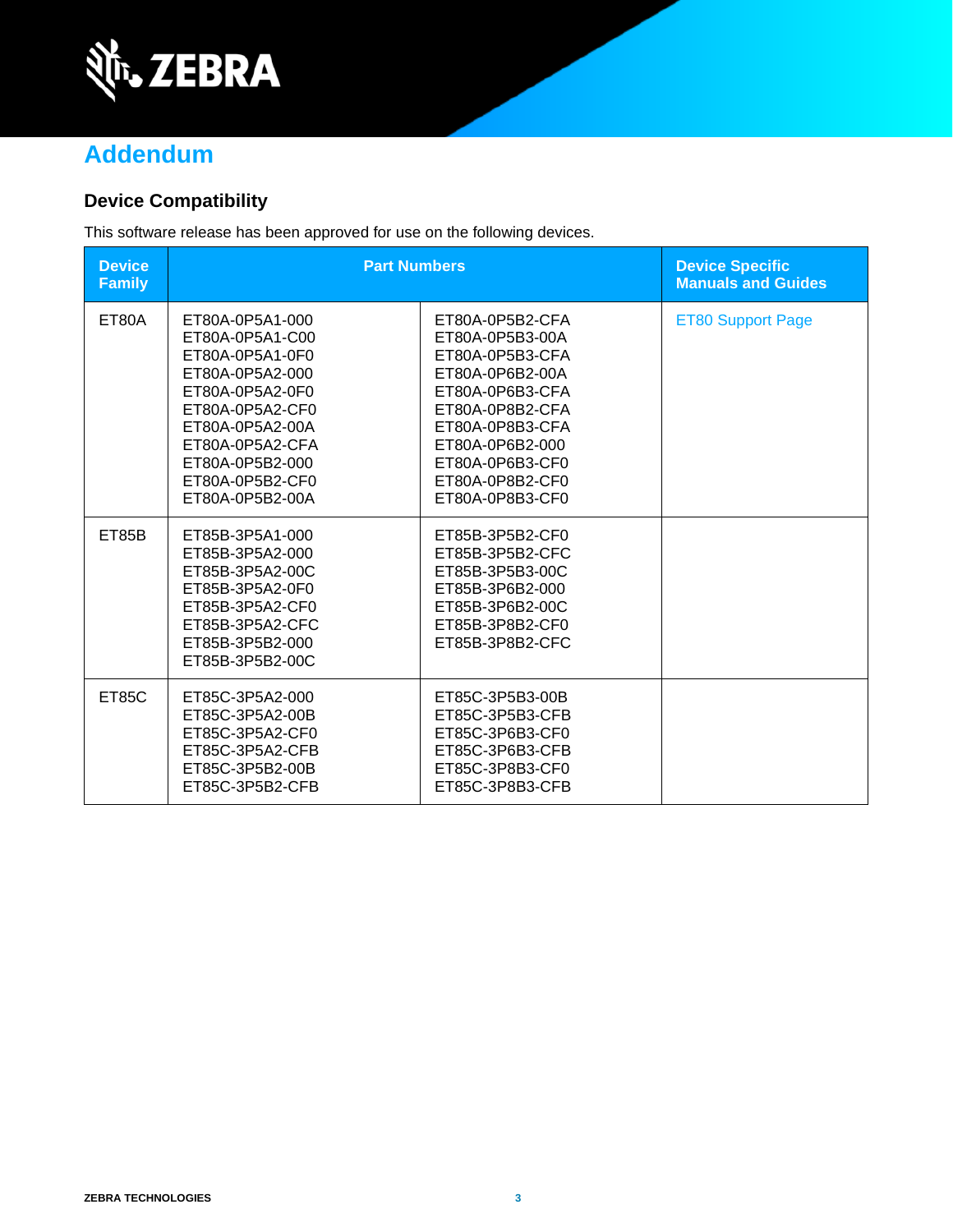# Addendum

## Device Compatibility

This software release has been approved for use on the following devices.

| Device Family | Part Numbers | | Device Specific Manuals and Guides |
|---|---|---|---|
| ET80A | ET80A-0P5A1-000<br>ET80A-0P5A1-C00<br>ET80A-0P5A1-0F0<br>ET80A-0P5A2-000<br>ET80A-0P5A2-0F0<br>ET80A-0P5A2-CF0<br>ET80A-0P5A2-00A<br>ET80A-0P5A2-CFA<br>ET80A-0P5B2-000<br>ET80A-0P5B2-CF0<br>ET80A-0P5B2-00A | ET80A-0P5B2-CFA<br>ET80A-0P5B3-00A<br>ET80A-0P5B3-CFA<br>ET80A-0P6B2-00A<br>ET80A-0P6B3-CFA<br>ET80A-0P8B2-CFA<br>ET80A-0P8B3-CFA<br>ET80A-0P6B2-000<br>ET80A-0P6B3-CF0<br>ET80A-0P8B2-CF0<br>ET80A-0P8B3-CF0 | ET80 Support Page |
| ET85B | ET85B-3P5A1-000<br>ET85B-3P5A2-000<br>ET85B-3P5A2-00C<br>ET85B-3P5A2-0F0<br>ET85B-3P5A2-CF0<br>ET85B-3P5A2-CFC<br>ET85B-3P5B2-000<br>ET85B-3P5B2-00C | ET85B-3P5B2-CF0<br>ET85B-3P5B2-CFC<br>ET85B-3P5B3-00C<br>ET85B-3P6B2-000<br>ET85B-3P6B2-00C<br>ET85B-3P8B2-CF0<br>ET85B-3P8B2-CFC | |
| ET85C | ET85C-3P5A2-000<br>ET85C-3P5A2-00B<br>ET85C-3P5A2-CF0<br>ET85C-3P5A2-CFB<br>ET85C-3P5B2-00B<br>ET85C-3P5B2-CFB | ET85C-3P5B3-00B<br>ET85C-3P5B3-CFB<br>ET85C-3P6B3-CF0<br>ET85C-3P6B3-CFB<br>ET85C-3P8B3-CF0<br>ET85C-3P8B3-CFB | |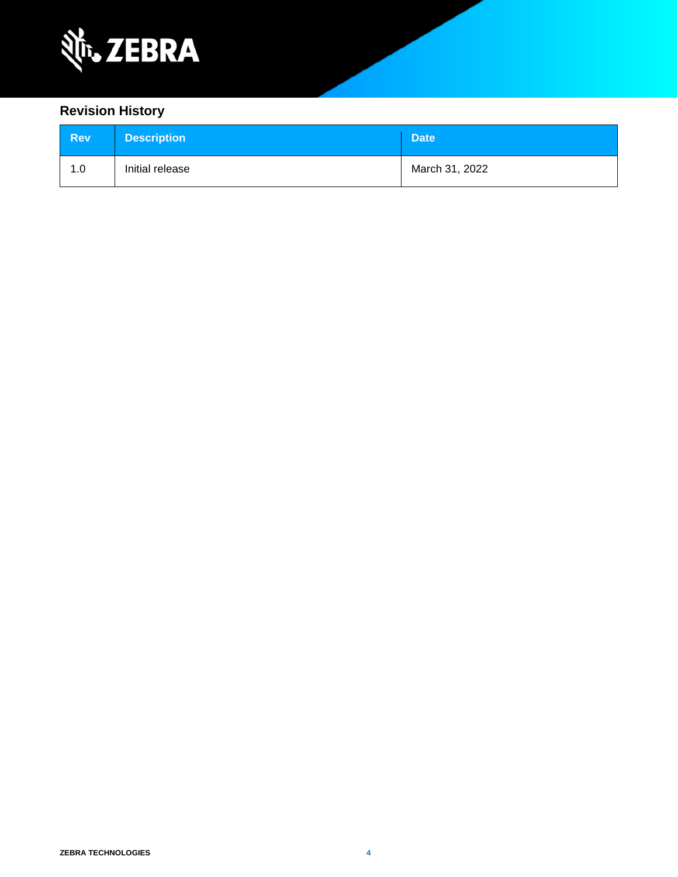## Revision History

| Rev | Description | Date |
| --- | --- | --- |
| 1.0 | Initial release | March 31, 2022 |